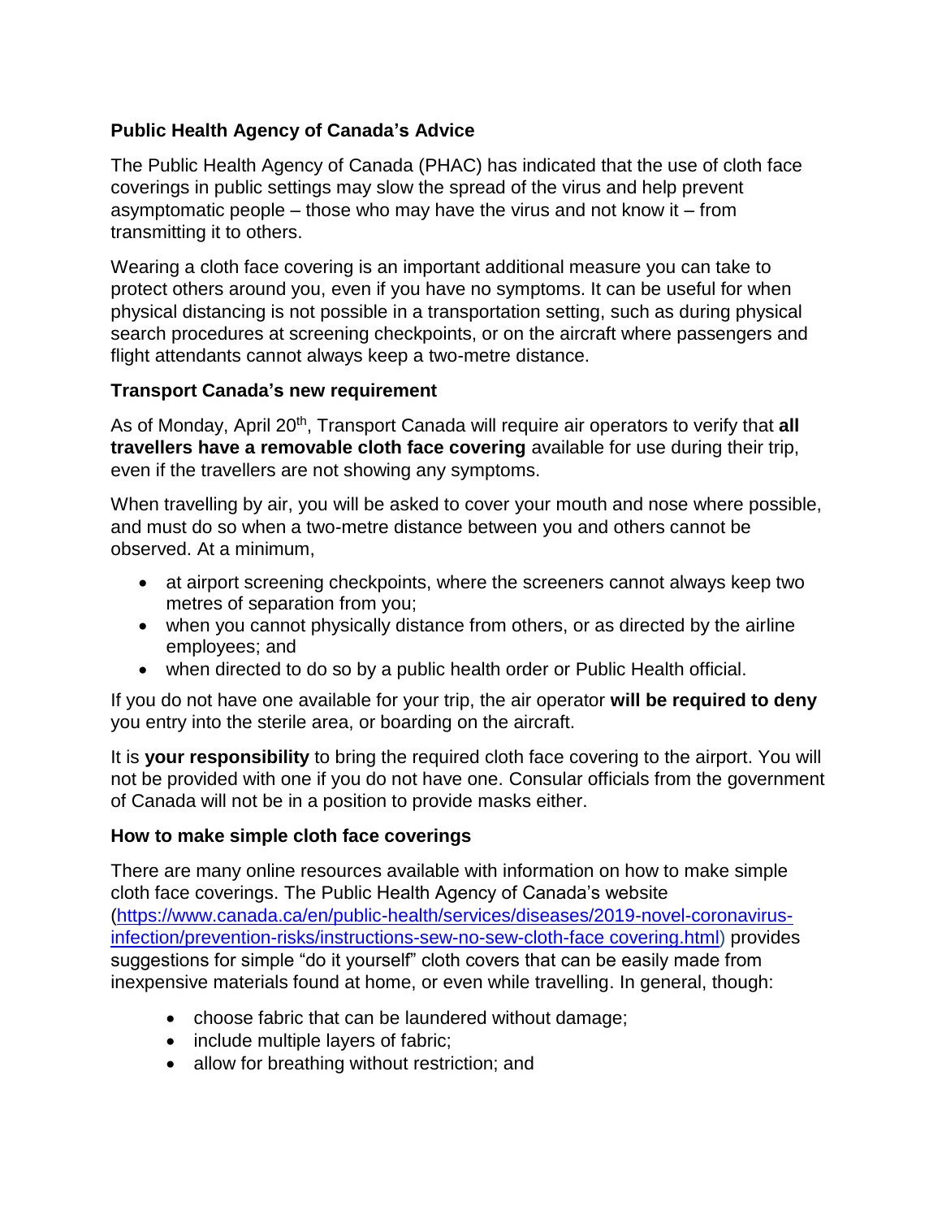**Public Health Agency of Canada's Advice**

The Public Health Agency of Canada (PHAC) has indicated that the use of cloth face coverings in public settings may slow the spread of the virus and help prevent asymptomatic people – those who may have the virus and not know it – from transmitting it to others.

Wearing a cloth face covering is an important additional measure you can take to protect others around you, even if you have no symptoms. It can be useful for when physical distancing is not possible in a transportation setting, such as during physical search procedures at screening checkpoints, or on the aircraft where passengers and flight attendants cannot always keep a two-metre distance.

**Transport Canada's new requirement**

As of Monday, April 20th, Transport Canada will require air operators to verify that **all travellers have a removable cloth face covering** available for use during their trip, even if the travellers are not showing any symptoms.

When travelling by air, you will be asked to cover your mouth and nose where possible, and must do so when a two-metre distance between you and others cannot be observed. At a minimum,

- at airport screening checkpoints, where the screeners cannot always keep two metres of separation from you;
- when you cannot physically distance from others, or as directed by the airline employees; and
- when directed to do so by a public health order or Public Health official.

If you do not have one available for your trip, the air operator **will be required to deny** you entry into the sterile area, or boarding on the aircraft.

It is **your responsibility** to bring the required cloth face covering to the airport. You will not be provided with one if you do not have one. Consular officials from the government of Canada will not be in a position to provide masks either.

**How to make simple cloth face coverings**

There are many online resources available with information on how to make simple cloth face coverings. The Public Health Agency of Canada's website (https://www.canada.ca/en/public-health/services/diseases/2019-novel-coronavirus-infection/prevention-risks/instructions-sew-no-sew-cloth-face covering.html) provides suggestions for simple "do it yourself" cloth covers that can be easily made from inexpensive materials found at home, or even while travelling. In general, though:

- choose fabric that can be laundered without damage;
- include multiple layers of fabric;
- allow for breathing without restriction; and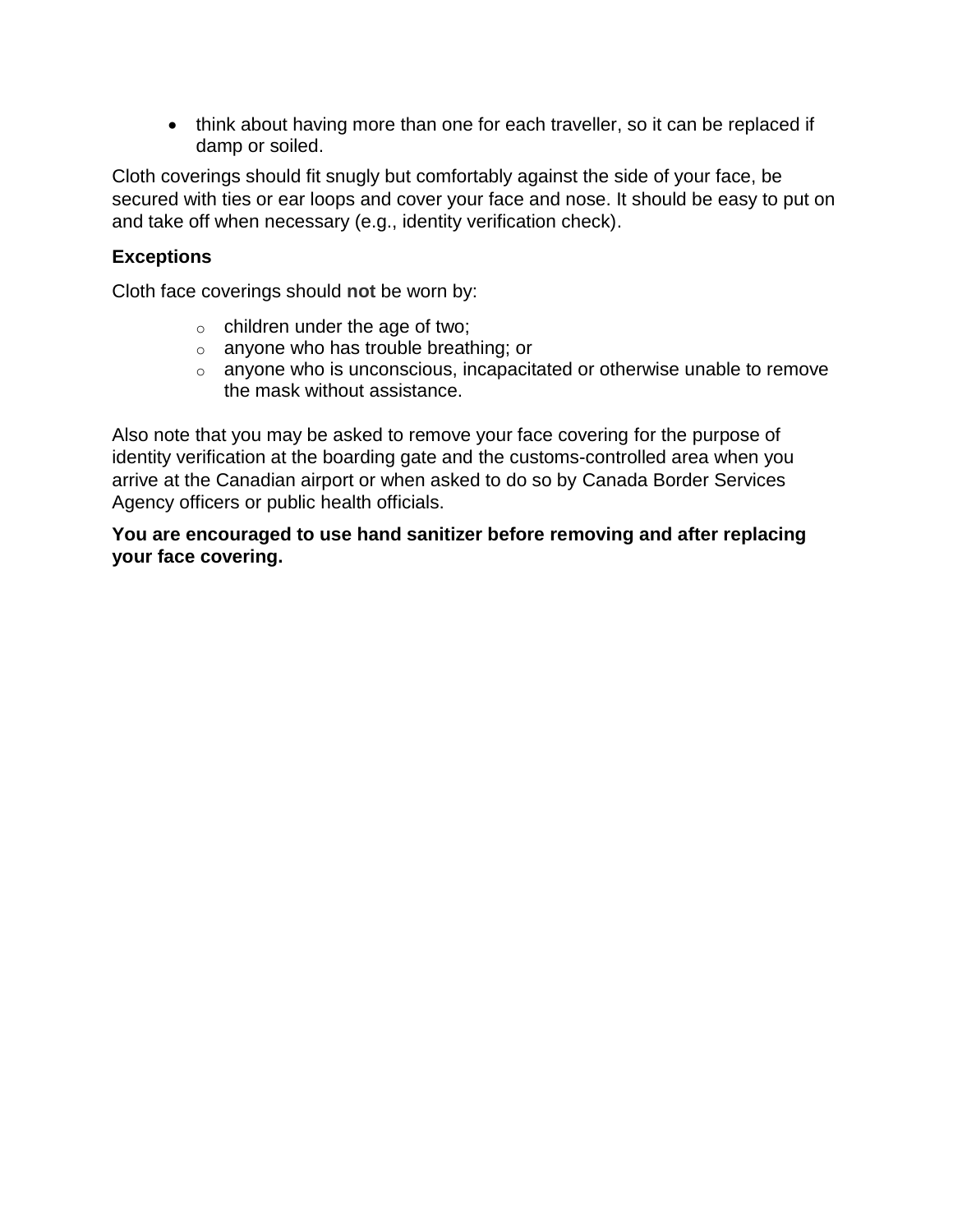- think about having more than one for each traveller, so it can be replaced if damp or soiled.

Cloth coverings should fit snugly but comfortably against the side of your face, be secured with ties or ear loops and cover your face and nose. It should be easy to put on and take off when necessary (e.g., identity verification check).

**Exceptions**

Cloth face coverings should **not** be worn by:

- children under the age of two;
- anyone who has trouble breathing; or
- anyone who is unconscious, incapacitated or otherwise unable to remove the mask without assistance.

Also note that you may be asked to remove your face covering for the purpose of identity verification at the boarding gate and the customs-controlled area when you arrive at the Canadian airport or when asked to do so by Canada Border Services Agency officers or public health officials.

**You are encouraged to use hand sanitizer before removing and after replacing your face covering.**